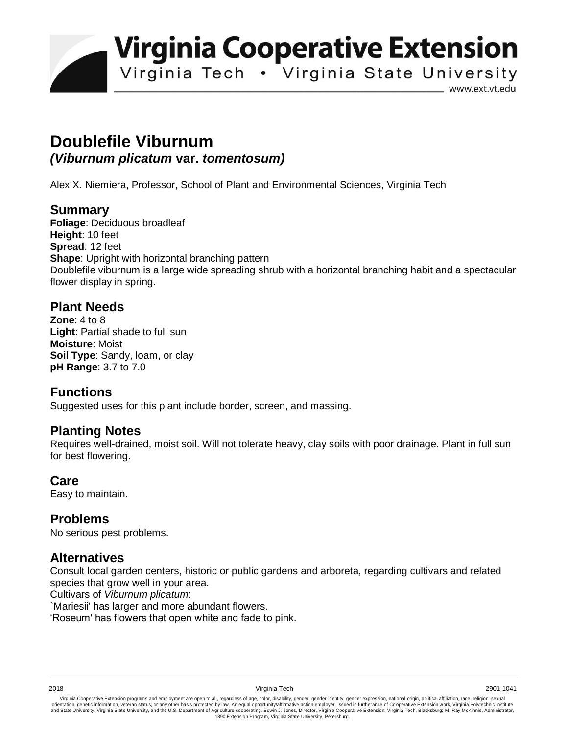# Virginia Cooperative Extension

Virginia Tech • Virginia State University

www.ext.vt.edu

# Doublefile Viburnum

## *(Viburnum plicatum* var. *tomentosum)*

Alex X. Niemiera, Professor, School of Plant and Environmental Sciences, Virginia Tech

## Summary

**Foliage**: Deciduous broadleaf
**Height**: 10 feet
**Spread**: 12 feet
**Shape**: Upright with horizontal branching pattern
Doublefile viburnum is a large wide spreading shrub with a horizontal branching habit and a spectacular flower display in spring.

## Plant Needs

**Zone**: 4 to 8
**Light**: Partial shade to full sun
**Moisture**: Moist
**Soil Type**: Sandy, loam, or clay
**pH Range**: 3.7 to 7.0

## Functions

Suggested uses for this plant include border, screen, and massing.

## Planting Notes

Requires well-drained, moist soil. Will not tolerate heavy, clay soils with poor drainage. Plant in full sun for best flowering.

## Care

Easy to maintain.

## Problems

No serious pest problems.

## Alternatives

Consult local garden centers, historic or public gardens and arboreta, regarding cultivars and related species that grow well in your area.
Cultivars of *Viburnum plicatum*:
`Mariesii' has larger and more abundant flowers.
'Roseum' has flowers that open white and fade to pink.

2018 Virginia Tech 2901-1041

Virginia Cooperative Extension programs and employment are open to all, regardless of age, color, disability, gender, gender identity, gender expression, national origin, political affiliation, race, religion, sexual orientation, genetic information, veteran status, or any other basis protected by law. An equal opportunity/affirmative action employer. Issued in furtherance of Cooperative Extension work, Virginia Polytechnic Institute and State University, Virginia State University, and the U.S. Department of Agriculture cooperating. Edwin J. Jones, Director, Virginia Cooperative Extension, Virginia Tech, Blacksburg; M. Ray McKinnie, Administrator, 1890 Extension Program, Virginia State University, Petersburg.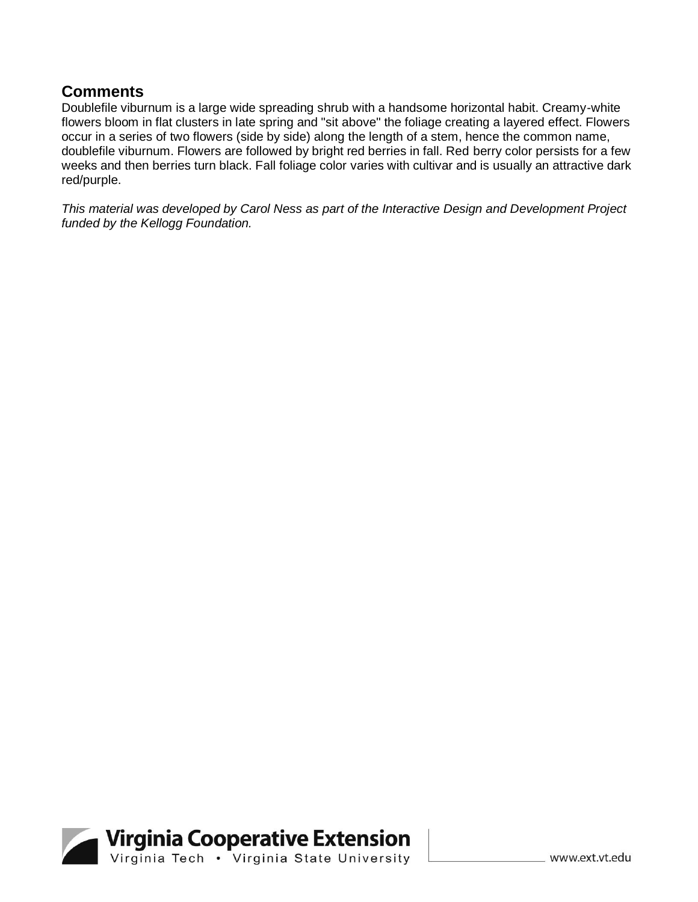## Comments

Doublefile viburnum is a large wide spreading shrub with a handsome horizontal habit. Creamy-white flowers bloom in flat clusters in late spring and "sit above" the foliage creating a layered effect. Flowers occur in a series of two flowers (side by side) along the length of a stem, hence the common name, doublefile viburnum. Flowers are followed by bright red berries in fall. Red berry color persists for a few weeks and then berries turn black. Fall foliage color varies with cultivar and is usually an attractive dark red/purple.

*This material was developed by Carol Ness as part of the Interactive Design and Development Project funded by the Kellogg Foundation.*

Virginia Cooperative Extension
Virginia Tech • Virginia State University

www.ext.vt.edu